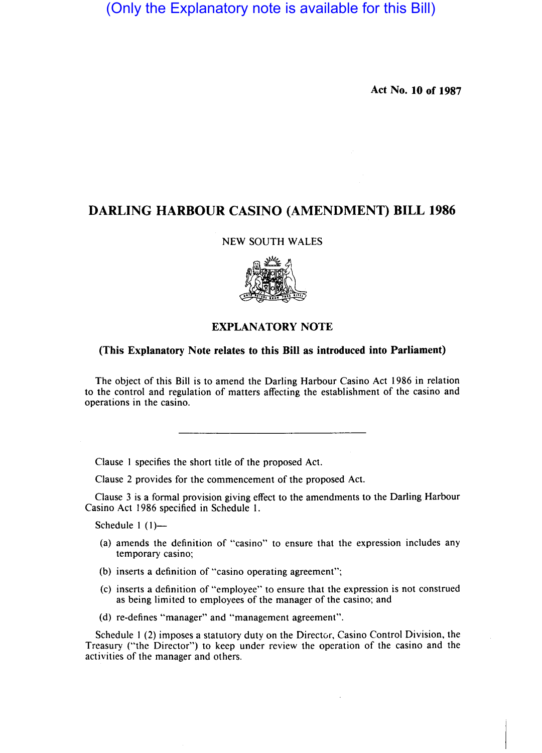(Only the Explanatory note is available for this Bill)

**Act No. 10 of 1987**

# DARLING HARBOUR CASINO (AMENDMENT) BILL 1986

NEW SOUTH WALES

## EXPLANATORY NOTE

**(This Explanatory Note relates to this Bill as introduced into Parliament)**

The object of this Bill is to amend the Darling Harbour Casino Act 1986 in relation to the control and regulation of matters affecting the establishment of the casino and operations in the casino.

---

Clause 1 specifies the short title of the proposed Act.

Clause 2 provides for the commencement of the proposed Act.

Clause 3 is a formal provision giving effect to the amendments to the Darling Harbour Casino Act 1986 specified in Schedule 1.

Schedule 1 (1)—

(a) amends the definition of "casino" to ensure that the expression includes any temporary casino;

(b) inserts a definition of "casino operating agreement";

(c) inserts a definition of "employee" to ensure that the expression is not construed as being limited to employees of the manager of the casino; and

(d) re-defines "manager" and "management agreement".

Schedule 1 (2) imposes a statutory duty on the Director, Casino Control Division, the Treasury ("the Director") to keep under review the operation of the casino and the activities of the manager and others.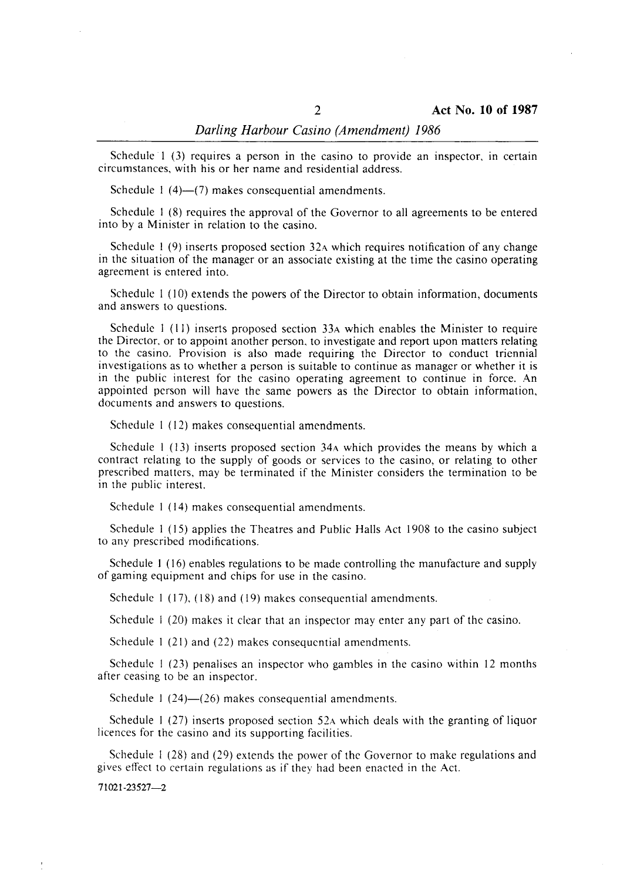Schedule 1 (3) requires a person in the casino to provide an inspector, in certain circumstances, with his or her name and residential address.

Schedule 1 (4)—(7) makes consequential amendments.

Schedule 1 (8) requires the approval of the Governor to all agreements to be entered into by a Minister in relation to the casino.

Schedule 1 (9) inserts proposed section 32A which requires notification of any change in the situation of the manager or an associate existing at the time the casino operating agreement is entered into.

Schedule 1 (10) extends the powers of the Director to obtain information, documents and answers to questions.

Schedule 1 (11) inserts proposed section 33A which enables the Minister to require the Director, or to appoint another person, to investigate and report upon matters relating to the casino. Provision is also made requiring the Director to conduct triennial investigations as to whether a person is suitable to continue as manager or whether it is in the public interest for the casino operating agreement to continue in force. An appointed person will have the same powers as the Director to obtain information, documents and answers to questions.

Schedule 1 (12) makes consequential amendments.

Schedule 1 (13) inserts proposed section 34A which provides the means by which a contract relating to the supply of goods or services to the casino, or relating to other prescribed matters, may be terminated if the Minister considers the termination to be in the public interest.

Schedule 1 (14) makes consequential amendments.

Schedule 1 (15) applies the Theatres and Public Halls Act 1908 to the casino subject to any prescribed modifications.

Schedule 1 (16) enables regulations to be made controlling the manufacture and supply of gaming equipment and chips for use in the casino.

Schedule 1 (17), (18) and (19) makes consequential amendments.

Schedule 1 (20) makes it clear that an inspector may enter any part of the casino.

Schedule 1 (21) and (22) makes consequential amendments.

Schedule 1 (23) penalises an inspector who gambles in the casino within 12 months after ceasing to be an inspector.

Schedule 1 (24)—(26) makes consequential amendments.

Schedule 1 (27) inserts proposed section 52A which deals with the granting of liquor licences for the casino and its supporting facilities.

Schedule 1 (28) and (29) extends the power of the Governor to make regulations and gives effect to certain regulations as if they had been enacted in the Act.

71021-23527—2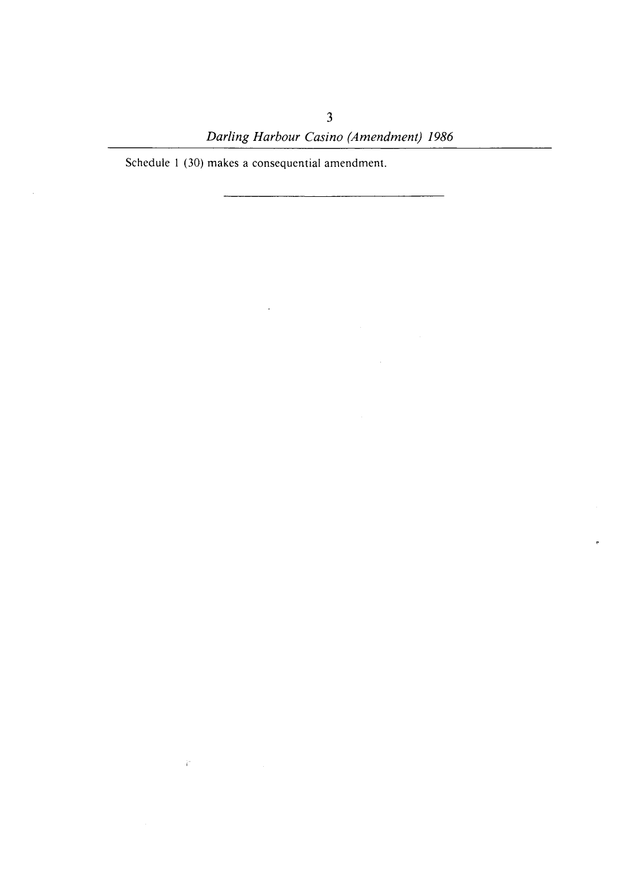Schedule 1 (30) makes a consequential amendment.